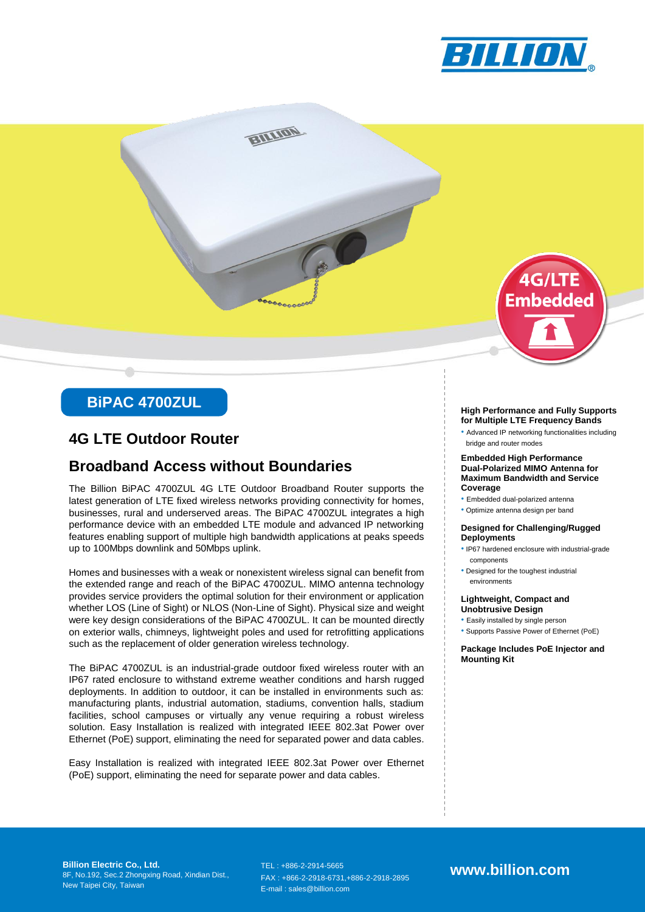# BiPAC 4700ZUL

## 4G LTE Outdoor Router

## Broadband Access without Boundaries

The Billion BiPAC 4700ZUL 4G LTE Outdoor Broadband Router supports the latest generation of LTE fixed wireless networks providing connectivity for homes, businesses, rural and underserved areas. The BiPAC 4700ZUL integrates a high performance device with an embedded LTE module and advanced IP networking features enabling support of multiple high bandwidth applications at peaks speeds up to 100Mbps downlink and 50Mbps uplink.

Homes and businesses with a weak or nonexistent wireless signal can benefit from the extended range and reach of the BiPAC 4700ZUL. MIMO antenna technology provides service providers the optimal solution for their environment or application whether LOS (Line of Sight) or NLOS (Non-Line of Sight). Physical size and weight were key design considerations of the BiPAC 4700ZUL. It can be mounted directly on exterior walls, chimneys, lightweight poles and used for retrofitting applications such as the replacement of older generation wireless technology.

The BiPAC 4700ZUL is an industrial-grade outdoor fixed wireless router with an IP67 rated enclosure to withstand extreme weather conditions and harsh rugged deployments. In addition to outdoor, it can be installed in environments such as: manufacturing plants, industrial automation, stadiums, convention halls, stadium facilities, school campuses or virtually any venue requiring a robust wireless solution. Easy Installation is realized with integrated IEEE 802.3at Power over Ethernet (PoE) support, eliminating the need for separated power and data cables.

Easy Installation is realized with integrated IEEE 802.3at Power over Ethernet (PoE) support, eliminating the need for separate power and data cables.

**High Performance and Fully Supports for Multiple LTE Frequency Bands**

- Advanced IP networking functionalities including bridge and router modes

**Embedded High Performance Dual-Polarized MIMO Antenna for Maximum Bandwidth and Service Coverage**

- Embedded dual-polarized antenna
- Optimize antenna design per band

**Designed for Challenging/Rugged Deployments**

- IP67 hardened enclosure with industrial-grade components
- Designed for the toughest industrial environments

**Lightweight, Compact and Unobtrusive Design**

- Easily installed by single person
- Supports Passive Power of Ethernet (PoE)

**Package Includes PoE Injector and Mounting Kit**

**Billion Electric Co., Ltd.**
8F, No.192, Sec.2 Zhongxing Road, Xindian Dist., New Taipei City, Taiwan

TEL : +886-2-2914-5665
FAX : +886-2-2918-6731,+886-2-2918-2895
E-mail : sales@billion.com

**www.billion.com**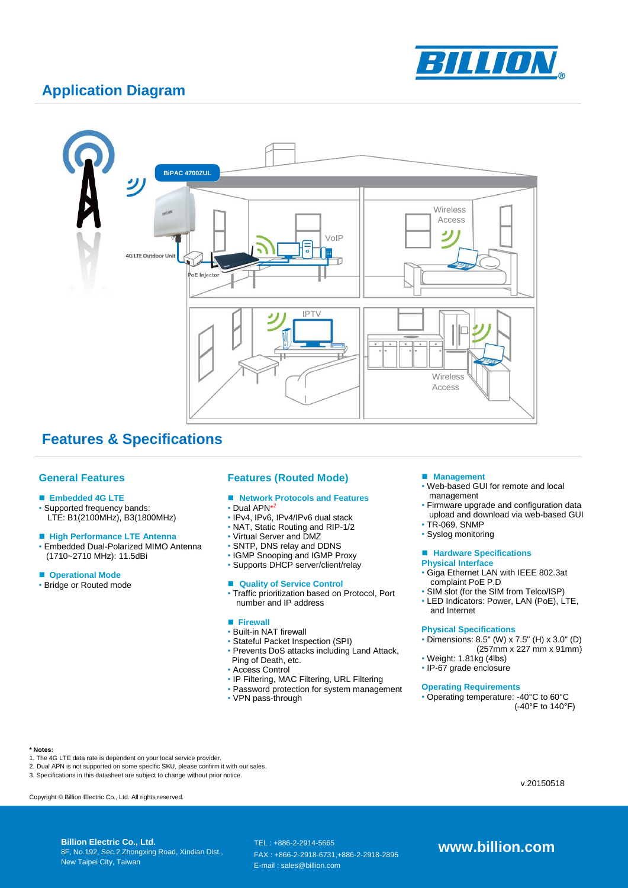## Application Diagram

BiPAC 4700ZUL

4G LTE Outdoor Unit

PoE Injector

VoIP

Wireless Access

IPTV

Wireless Access

## Features & Specifications

### General Features

**Embedded 4G LTE**

- Supported frequency bands:
  LTE: B1(2100MHz), B3(1800MHz)

**High Performance LTE Antenna**

- Embedded Dual-Polarized MIMO Antenna (1710~2710 MHz): 11.5dBi

**Operational Mode**

- Bridge or Routed mode

### Features (Routed Mode)

**Network Protocols and Features**

- Dual APN*2
- IPv4, IPv6, IPv4/IPv6 dual stack
- NAT, Static Routing and RIP-1/2
- Virtual Server and DMZ
- SNTP, DNS relay and DDNS
- IGMP Snooping and IGMP Proxy
- Supports DHCP server/client/relay

**Quality of Service Control**

- Traffic prioritization based on Protocol, Port number and IP address

**Firewall**

- Built-in NAT firewall
- Stateful Packet Inspection (SPI)
- Prevents DoS attacks including Land Attack, Ping of Death, etc.
- Access Control
- IP Filtering, MAC Filtering, URL Filtering
- Password protection for system management
- VPN pass-through

**Management**

- Web-based GUI for remote and local management
- Firmware upgrade and configuration data upload and download via web-based GUI
- TR-069, SNMP
- Syslog monitoring

**Hardware Specifications**

**Physical Interface**

- Giga Ethernet LAN with IEEE 802.3at complaint PoE P.D
- SIM slot (for the SIM from Telco/ISP)
- LED Indicators: Power, LAN (PoE), LTE, and Internet

**Physical Specifications**

- Dimensions: 8.5" (W) x 7.5" (H) x 3.0" (D) (257mm x 227 mm x 91mm)
- Weight: 1.81kg (4lbs)
- IP-67 grade enclosure

**Operating Requirements**

- Operating temperature: -40°C to 60°C (-40°F to 140°F)

**\* Notes:**

1. The 4G LTE data rate is dependent on your local service provider.
2. Dual APN is not supported on some specific SKU, please confirm it with our sales.
3. Specifications in this datasheet are subject to change without prior notice.

v.20150518

Copyright © Billion Electric Co., Ltd. All rights reserved.

**Billion Electric Co., Ltd.**
8F, No.192, Sec.2 Zhongxing Road, Xindian Dist., New Taipei City, Taiwan

TEL : +886-2-2914-5665
FAX : +866-2-2918-6731,+886-2-2918-2895
E-mail : sales@billion.com

**www.billion.com**